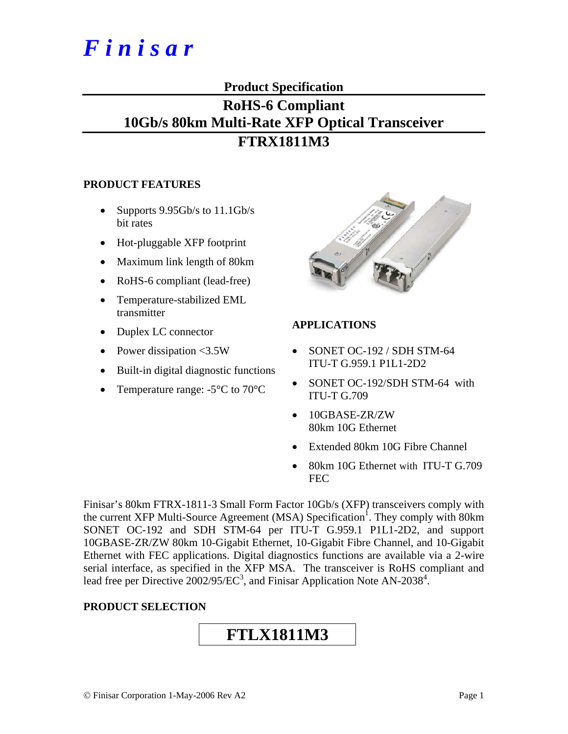# *Finisar*

## Product Specification

## RoHS-6 Compliant
## 10Gb/s 80km Multi-Rate XFP Optical Transceiver
## FTRX1811M3

### PRODUCT FEATURES

- Supports 9.95Gb/s to 11.1Gb/s bit rates
- Hot-pluggable XFP footprint
- Maximum link length of 80km
- RoHS-6 compliant (lead-free)
- Temperature-stabilized EML transmitter
- Duplex LC connector
- Power dissipation <3.5W
- Built-in digital diagnostic functions
- Temperature range: -5°C to 70°C

### APPLICATIONS

- SONET OC-192 / SDH STM-64 ITU-T G.959.1 P1L1-2D2
- SONET OC-192/SDH STM-64 with ITU-T G.709
- 10GBASE-ZR/ZW 80km 10G Ethernet
- Extended 80km 10G Fibre Channel
- 80km 10G Ethernet with ITU-T G.709 FEC

Finisar's 80km FTRX-1811-3 Small Form Factor 10Gb/s (XFP) transceivers comply with the current XFP Multi-Source Agreement (MSA) Specification[1]. They comply with 80km SONET OC-192 and SDH STM-64 per ITU-T G.959.1 P1L1-2D2, and support 10GBASE-ZR/ZW 80km 10-Gigabit Ethernet, 10-Gigabit Fibre Channel, and 10-Gigabit Ethernet with FEC applications. Digital diagnostics functions are available via a 2-wire serial interface, as specified in the XFP MSA. The transceiver is RoHS compliant and lead free per Directive 2002/95/EC[3], and Finisar Application Note AN-2038[4].

### PRODUCT SELECTION

| FTLX1811M3 |
|---|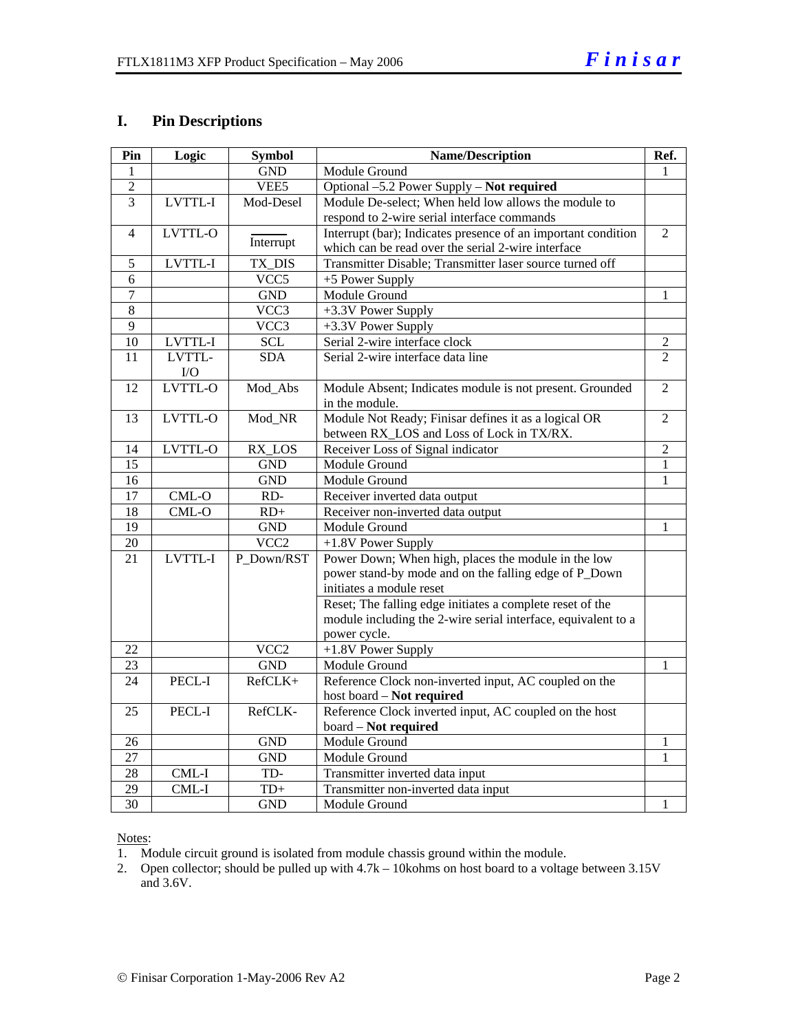## I. Pin Descriptions

| Pin | Logic | Symbol | Name/Description | Ref. |
|---|---|---|---|---|
| 1 | | GND | Module Ground | 1 |
| 2 | | VEE5 | Optional –5.2 Power Supply – **Not required** | |
| 3 | LVTTL-I | Mod-Desel | Module De-select; When held low allows the module to respond to 2-wire serial interface commands | |
| 4 | LVTTL-O | $\overline{\text{Interrupt}}$ | Interrupt (bar); Indicates presence of an important condition which can be read over the serial 2-wire interface | 2 |
| 5 | LVTTL-I | TX_DIS | Transmitter Disable; Transmitter laser source turned off | |
| 6 | | VCC5 | +5 Power Supply | |
| 7 | | GND | Module Ground | 1 |
| 8 | | VCC3 | +3.3V Power Supply | |
| 9 | | VCC3 | +3.3V Power Supply | |
| 10 | LVTTL-I | SCL | Serial 2-wire interface clock | 2 |
| 11 | LVTTL-I/O | SDA | Serial 2-wire interface data line | 2 |
| 12 | LVTTL-O | Mod_Abs | Module Absent; Indicates module is not present. Grounded in the module. | 2 |
| 13 | LVTTL-O | Mod_NR | Module Not Ready; Finisar defines it as a logical OR between RX_LOS and Loss of Lock in TX/RX. | 2 |
| 14 | LVTTL-O | RX_LOS | Receiver Loss of Signal indicator | 2 |
| 15 | | GND | Module Ground | 1 |
| 16 | | GND | Module Ground | 1 |
| 17 | CML-O | RD- | Receiver inverted data output | |
| 18 | CML-O | RD+ | Receiver non-inverted data output | |
| 19 | | GND | Module Ground | 1 |
| 20 | | VCC2 | +1.8V Power Supply | |
| 21 | LVTTL-I | P_Down/RST | Power Down; When high, places the module in the low power stand-by mode and on the falling edge of P_Down initiates a module reset | |
| | | | Reset; The falling edge initiates a complete reset of the module including the 2-wire serial interface, equivalent to a power cycle. | |
| 22 | | VCC2 | +1.8V Power Supply | |
| 23 | | GND | Module Ground | 1 |
| 24 | PECL-I | RefCLK+ | Reference Clock non-inverted input, AC coupled on the host board – **Not required** | |
| 25 | PECL-I | RefCLK- | Reference Clock inverted input, AC coupled on the host board – **Not required** | |
| 26 | | GND | Module Ground | 1 |
| 27 | | GND | Module Ground | 1 |
| 28 | CML-I | TD- | Transmitter inverted data input | |
| 29 | CML-I | TD+ | Transmitter non-inverted data input | |
| 30 | | GND | Module Ground | 1 |

Notes:

1. Module circuit ground is isolated from module chassis ground within the module.
2. Open collector; should be pulled up with 4.7k – 10kohms on host board to a voltage between 3.15V and 3.6V.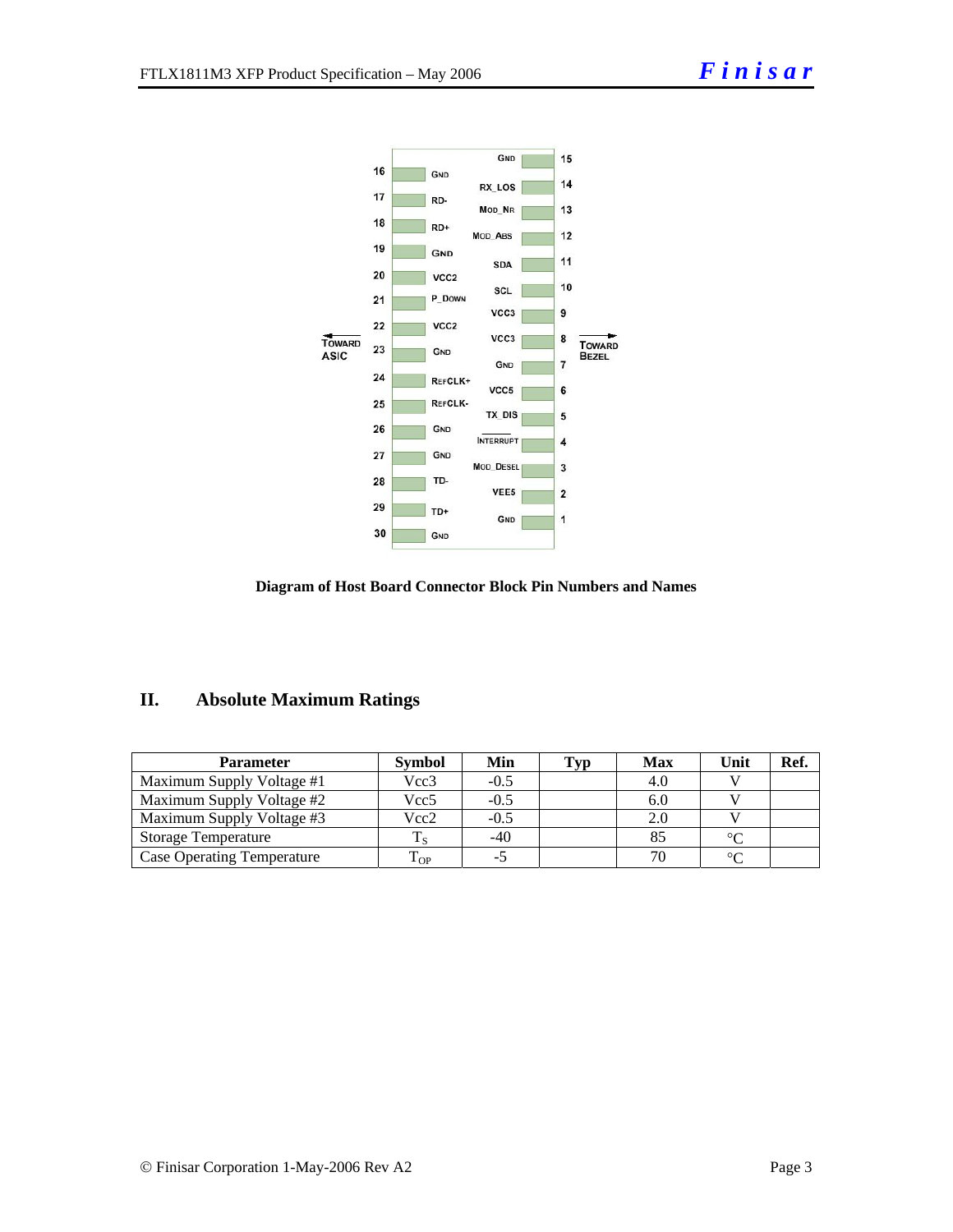| | | | |
|---|---|---|---|
| 16 | GND | GND | 15 |
| 17 | RD- | RX_LOS | 14 |
| 18 | RD+ | MOD_NR | 13 |
| 19 | GND | MOD_ABS | 12 |
| 20 | VCC2 | SDA | 11 |
| 21 | P_DOWN | SCL | 10 |
| 22 | VCC2 | VCC3 | 9 |
| 23 | GND | VCC3 | 8 |
| 24 | REFCLK+ | GND | 7 |
| 25 | REFCLK- | VCC5 | 6 |
| 26 | GND | TX_DIS | 5 |
| 27 | GND | INTERRUPT | 4 |
| 28 | TD- | MOD_DESEL | 3 |
| 29 | TD+ | VEE5 | 2 |
| 30 | GND | GND | 1 |

← TOWARD ASIC | TOWARD BEZEL →

**Diagram of Host Board Connector Block Pin Numbers and Names**

## II. Absolute Maximum Ratings

| Parameter | Symbol | Min | Typ | Max | Unit | Ref. |
|---|---|---|---|---|---|---|
| Maximum Supply Voltage #1 | Vcc3 | -0.5 | | 4.0 | V | |
| Maximum Supply Voltage #2 | Vcc5 | -0.5 | | 6.0 | V | |
| Maximum Supply Voltage #3 | Vcc2 | -0.5 | | 2.0 | V | |
| Storage Temperature | $T_S$ | -40 | | 85 | °C | |
| Case Operating Temperature | $T_{OP}$ | -5 | | 70 | °C | |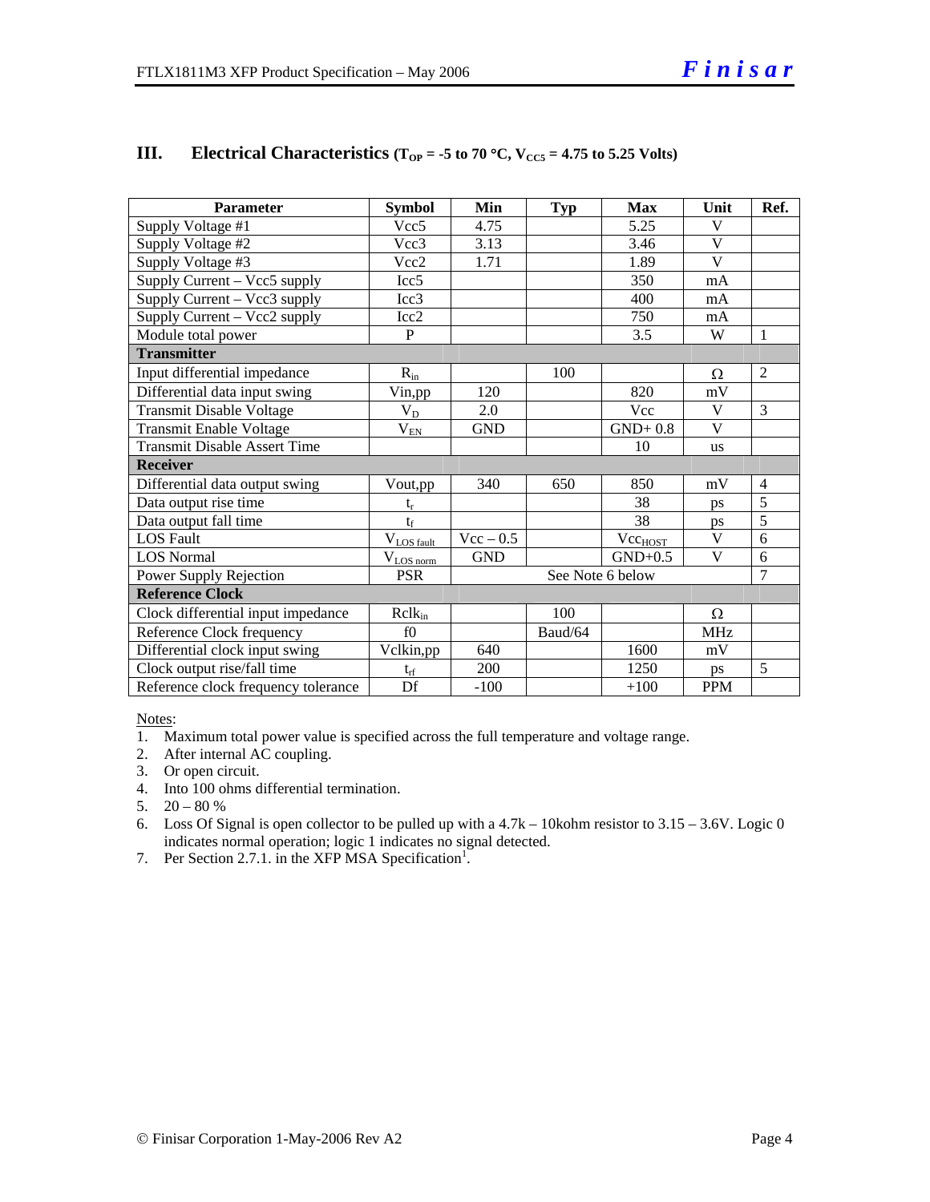## III. Electrical Characteristics ($T_{OP}$ = -5 to 70 °C, $V_{CC5}$ = 4.75 to 5.25 Volts)

| Parameter | Symbol | Min | Typ | Max | Unit | Ref. |
|---|---|---|---|---|---|---|
| Supply Voltage #1 | Vcc5 | 4.75 | | 5.25 | V | |
| Supply Voltage #2 | Vcc3 | 3.13 | | 3.46 | V | |
| Supply Voltage #3 | Vcc2 | 1.71 | | 1.89 | V | |
| Supply Current – Vcc5 supply | Icc5 | | | 350 | mA | |
| Supply Current – Vcc3 supply | Icc3 | | | 400 | mA | |
| Supply Current – Vcc2 supply | Icc2 | | | 750 | mA | |
| Module total power | P | | | 3.5 | W | 1 |
| **Transmitter** | | | | | | |
| Input differential impedance | $R_{in}$ | | 100 | | Ω | 2 |
| Differential data input swing | Vin,pp | 120 | | 820 | mV | |
| Transmit Disable Voltage | $V_D$ | 2.0 | | Vcc | V | 3 |
| Transmit Enable Voltage | $V_{EN}$ | GND | | GND+ 0.8 | V | |
| Transmit Disable Assert Time | | | | 10 | us | |
| **Receiver** | | | | | | |
| Differential data output swing | Vout,pp | 340 | 650 | 850 | mV | 4 |
| Data output rise time | $t_r$ | | | 38 | ps | 5 |
| Data output fall time | $t_f$ | | | 38 | ps | 5 |
| LOS Fault | $V_{LOS\ fault}$ | Vcc – 0.5 | | $Vcc_{HOST}$ | V | 6 |
| LOS Normal | $V_{LOS\ norm}$ | GND | | GND+0.5 | V | 6 |
| Power Supply Rejection | PSR | See Note 6 below | | | | 7 |
| **Reference Clock** | | | | | | |
| Clock differential input impedance | $Rclk_{in}$ | | 100 | | Ω | |
| Reference Clock frequency | f0 | | Baud/64 | | MHz | |
| Differential clock input swing | Vclkin,pp | 640 | | 1600 | mV | |
| Clock output rise/fall time | $t_{rf}$ | 200 | | 1250 | ps | 5 |
| Reference clock frequency tolerance | Df | -100 | | +100 | PPM | |

Notes:

1. Maximum total power value is specified across the full temperature and voltage range.
2. After internal AC coupling.
3. Or open circuit.
4. Into 100 ohms differential termination.
5. 20 – 80 %
6. Loss Of Signal is open collector to be pulled up with a 4.7k – 10kohm resistor to 3.15 – 3.6V. Logic 0 indicates normal operation; logic 1 indicates no signal detected.
7. Per Section 2.7.1. in the XFP MSA Specification[1].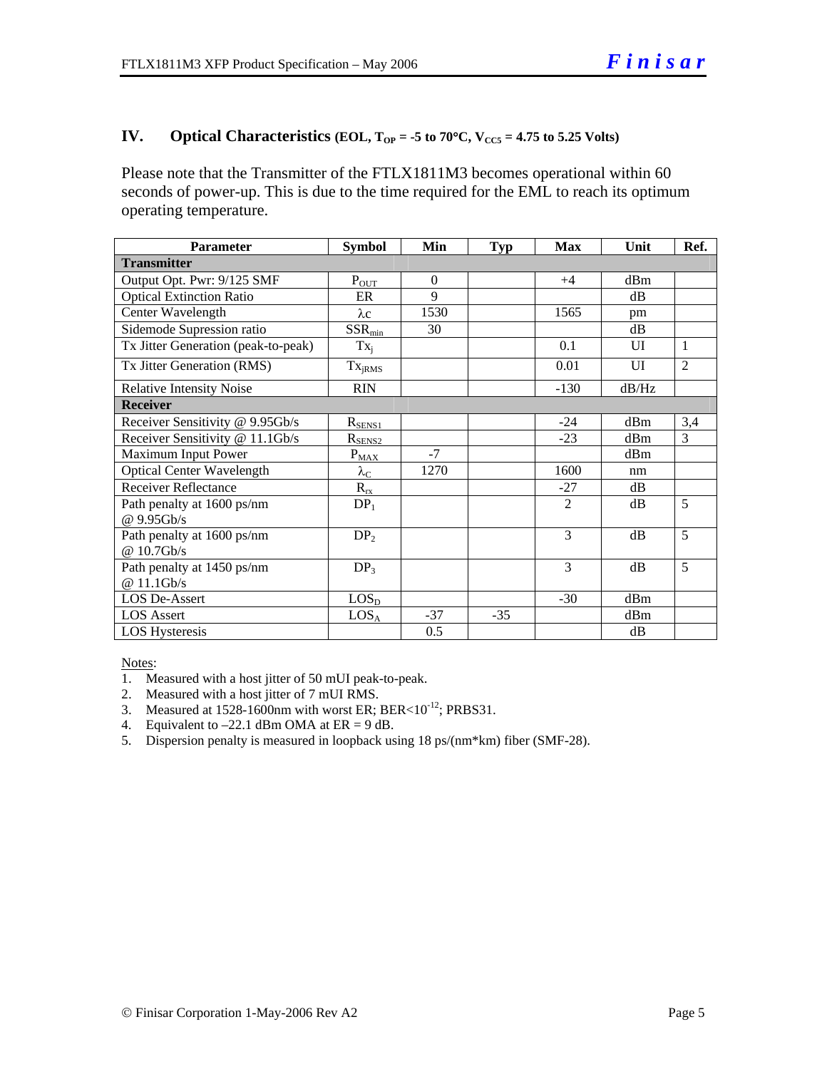## IV. Optical Characteristics (EOL, $T_{OP}$ = -5 to 70°C, $V_{CC5}$ = 4.75 to 5.25 Volts)

Please note that the Transmitter of the FTLX1811M3 becomes operational within 60 seconds of power-up. This is due to the time required for the EML to reach its optimum operating temperature.

| Parameter | Symbol | Min | Typ | Max | Unit | Ref. |
|---|---|---|---|---|---|---|
| **Transmitter** | | | | | | |
| Output Opt. Pwr: 9/125 SMF | $P_{OUT}$ | 0 | | +4 | dBm | |
| Optical Extinction Ratio | ER | 9 | | | dB | |
| Center Wavelength | $\lambda c$ | 1530 | | 1565 | pm | |
| Sidemode Supression ratio | $SSR_{min}$ | 30 | | | dB | |
| Tx Jitter Generation (peak-to-peak) | $Tx_j$ | | | 0.1 | UI | 1 |
| Tx Jitter Generation (RMS) | $Tx_{jRMS}$ | | | 0.01 | UI | 2 |
| Relative Intensity Noise | RIN | | | -130 | dB/Hz | |
| **Receiver** | | | | | | |
| Receiver Sensitivity @ 9.95Gb/s | $R_{SENS1}$ | | | -24 | dBm | 3,4 |
| Receiver Sensitivity @ 11.1Gb/s | $R_{SENS2}$ | | | -23 | dBm | 3 |
| Maximum Input Power | $P_{MAX}$ | -7 | | | dBm | |
| Optical Center Wavelength | $\lambda_C$ | 1270 | | 1600 | nm | |
| Receiver Reflectance | $R_{rx}$ | | | -27 | dB | |
| Path penalty at 1600 ps/nm @ 9.95Gb/s | $DP_1$ | | | 2 | dB | 5 |
| Path penalty at 1600 ps/nm @ 10.7Gb/s | $DP_2$ | | | 3 | dB | 5 |
| Path penalty at 1450 ps/nm @ 11.1Gb/s | $DP_3$ | | | 3 | dB | 5 |
| LOS De-Assert | $LOS_D$ | | | -30 | dBm | |
| LOS Assert | $LOS_A$ | -37 | -35 | | dBm | |
| LOS Hysteresis | | 0.5 | | | dB | |

Notes:

1. Measured with a host jitter of 50 mUI peak-to-peak.
2. Measured with a host jitter of 7 mUI RMS.
3. Measured at 1528-1600nm with worst ER; BER<$10^{-12}$; PRBS31.
4. Equivalent to –22.1 dBm OMA at ER = 9 dB.
5. Dispersion penalty is measured in loopback using 18 ps/(nm*km) fiber (SMF-28).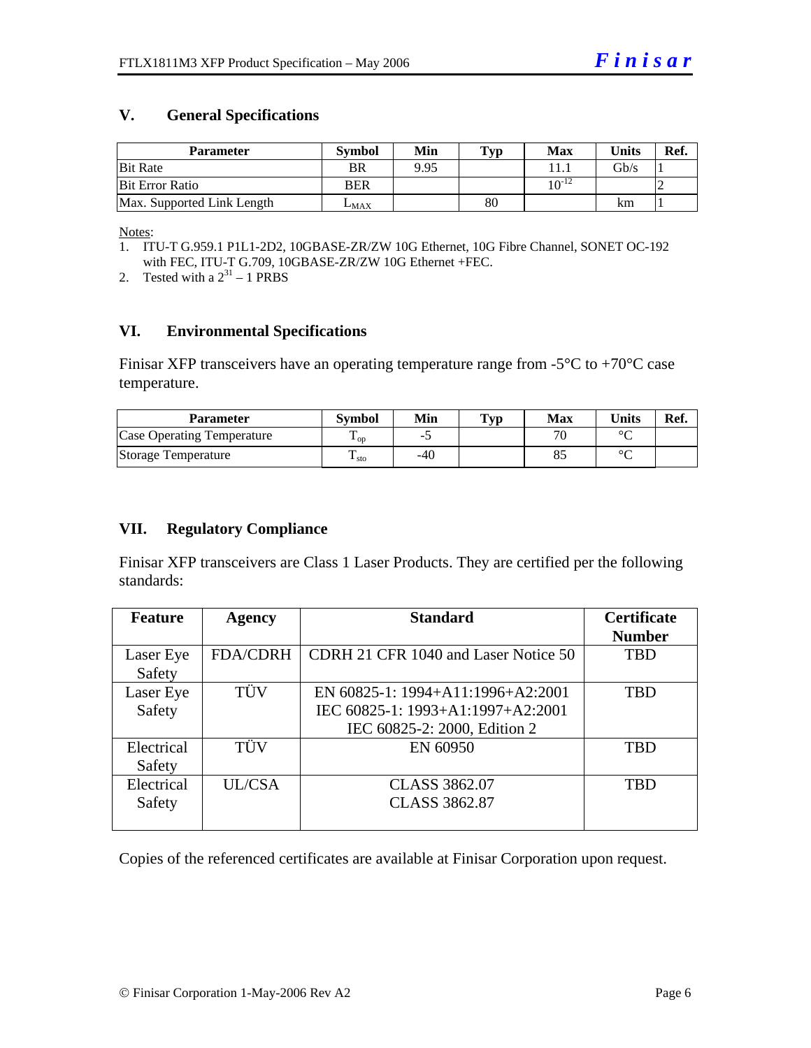## V. General Specifications

| Parameter | Symbol | Min | Typ | Max | Units | Ref. |
|---|---|---|---|---|---|---|
| Bit Rate | BR | 9.95 | | 11.1 | Gb/s | 1 |
| Bit Error Ratio | BER | | | $10^{-12}$ | | 2 |
| Max. Supported Link Length | $L_{MAX}$ | | 80 | | km | 1 |

Notes:

1. ITU-T G.959.1 P1L1-2D2, 10GBASE-ZR/ZW 10G Ethernet, 10G Fibre Channel, SONET OC-192 with FEC, ITU-T G.709, 10GBASE-ZR/ZW 10G Ethernet +FEC.
2. Tested with a $2^{31} - 1$ PRBS

## VI. Environmental Specifications

Finisar XFP transceivers have an operating temperature range from -5°C to +70°C case temperature.

| Parameter | Symbol | Min | Typ | Max | Units | Ref. |
|---|---|---|---|---|---|---|
| Case Operating Temperature | $T_{op}$ | -5 | | 70 | °C | |
| Storage Temperature | $T_{sto}$ | -40 | | 85 | °C | |

## VII. Regulatory Compliance

Finisar XFP transceivers are Class 1 Laser Products. They are certified per the following standards:

| Feature | Agency | Standard | Certificate Number |
|---|---|---|---|
| Laser Eye Safety | FDA/CDRH | CDRH 21 CFR 1040 and Laser Notice 50 | TBD |
| Laser Eye Safety | TÜV | EN 60825-1: 1994+A11:1996+A2:2001<br>IEC 60825-1: 1993+A1:1997+A2:2001<br>IEC 60825-2: 2000, Edition 2 | TBD |
| Electrical Safety | TÜV | EN 60950 | TBD |
| Electrical Safety | UL/CSA | CLASS 3862.07<br>CLASS 3862.87 | TBD |

Copies of the referenced certificates are available at Finisar Corporation upon request.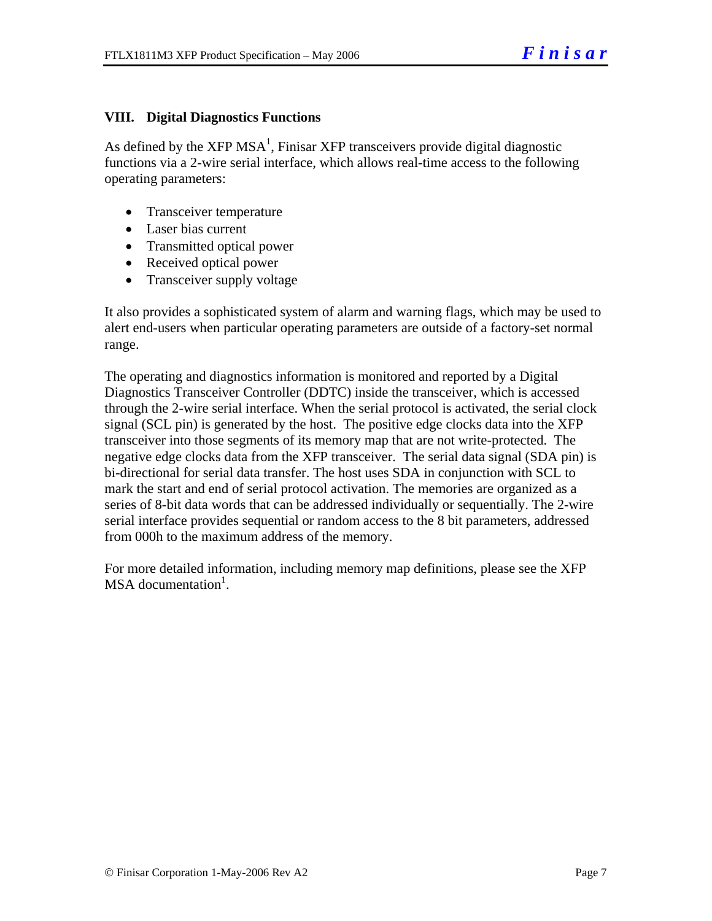## VIII. Digital Diagnostics Functions

As defined by the XFP MSA[1], Finisar XFP transceivers provide digital diagnostic functions via a 2-wire serial interface, which allows real-time access to the following operating parameters:

- Transceiver temperature
- Laser bias current
- Transmitted optical power
- Received optical power
- Transceiver supply voltage

It also provides a sophisticated system of alarm and warning flags, which may be used to alert end-users when particular operating parameters are outside of a factory-set normal range.

The operating and diagnostics information is monitored and reported by a Digital Diagnostics Transceiver Controller (DDTC) inside the transceiver, which is accessed through the 2-wire serial interface. When the serial protocol is activated, the serial clock signal (SCL pin) is generated by the host. The positive edge clocks data into the XFP transceiver into those segments of its memory map that are not write-protected. The negative edge clocks data from the XFP transceiver. The serial data signal (SDA pin) is bi-directional for serial data transfer. The host uses SDA in conjunction with SCL to mark the start and end of serial protocol activation. The memories are organized as a series of 8-bit data words that can be addressed individually or sequentially. The 2-wire serial interface provides sequential or random access to the 8 bit parameters, addressed from 000h to the maximum address of the memory.

For more detailed information, including memory map definitions, please see the XFP MSA documentation[1].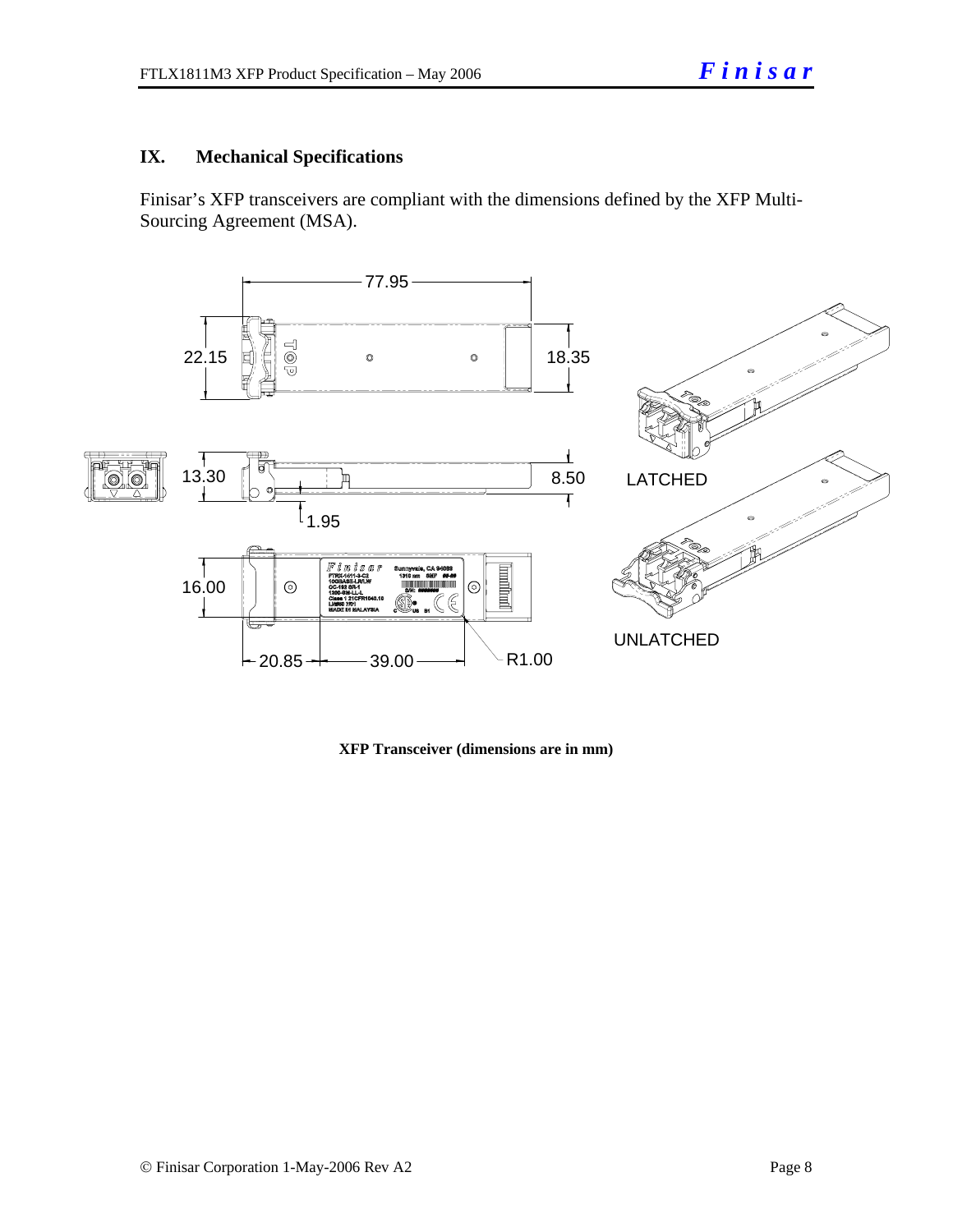## IX. Mechanical Specifications

Finisar's XFP transceivers are compliant with the dimensions defined by the XFP Multi-Sourcing Agreement (MSA).

**XFP Transceiver (dimensions are in mm)**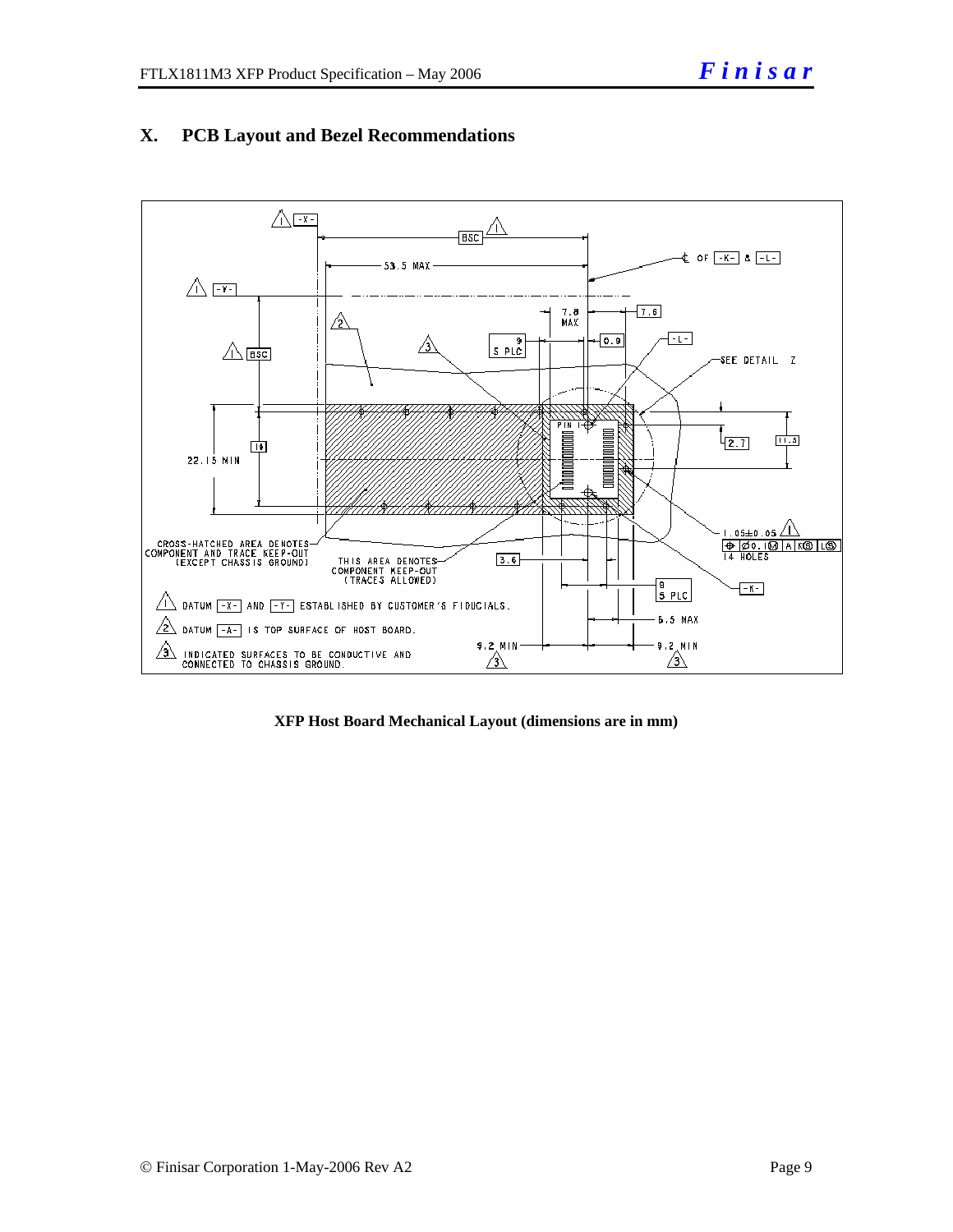## X. PCB Layout and Bezel Recommendations

**XFP Host Board Mechanical Layout (dimensions are in mm)**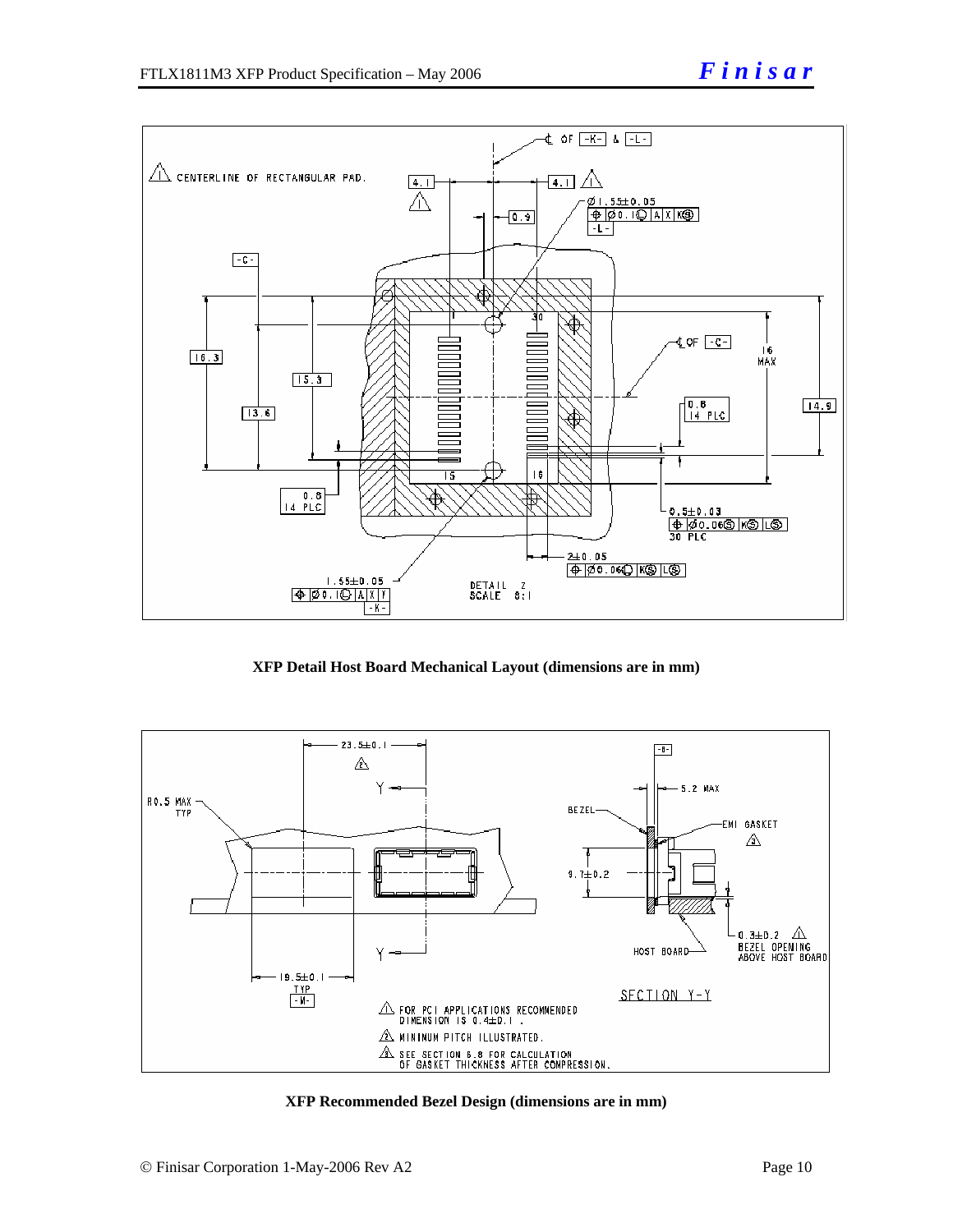**XFP Detail Host Board Mechanical Layout (dimensions are in mm)**

**XFP Recommended Bezel Design (dimensions are in mm)**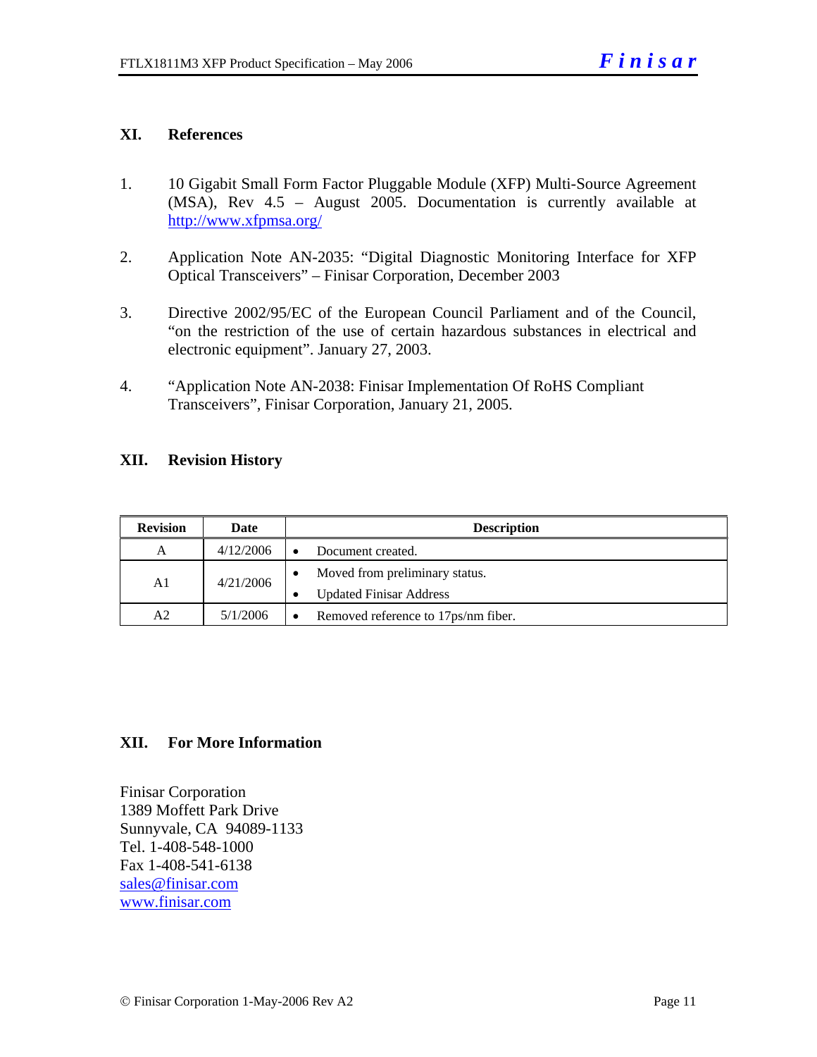## XI. References

1. 10 Gigabit Small Form Factor Pluggable Module (XFP) Multi-Source Agreement (MSA), Rev 4.5 – August 2005. Documentation is currently available at http://www.xfpmsa.org/

2. Application Note AN-2035: "Digital Diagnostic Monitoring Interface for XFP Optical Transceivers" – Finisar Corporation, December 2003

3. Directive 2002/95/EC of the European Council Parliament and of the Council, "on the restriction of the use of certain hazardous substances in electrical and electronic equipment". January 27, 2003.

4. "Application Note AN-2038: Finisar Implementation Of RoHS Compliant Transceivers", Finisar Corporation, January 21, 2005.

## XII. Revision History

| Revision | Date | Description |
|---|---|---|
| A | 4/12/2006 | • Document created. |
| A1 | 4/21/2006 | • Moved from preliminary status.<br>• Updated Finisar Address |
| A2 | 5/1/2006 | • Removed reference to 17ps/nm fiber. |

## XII. For More Information

Finisar Corporation
1389 Moffett Park Drive
Sunnyvale, CA 94089-1133
Tel. 1-408-548-1000
Fax 1-408-541-6138
sales@finisar.com
www.finisar.com